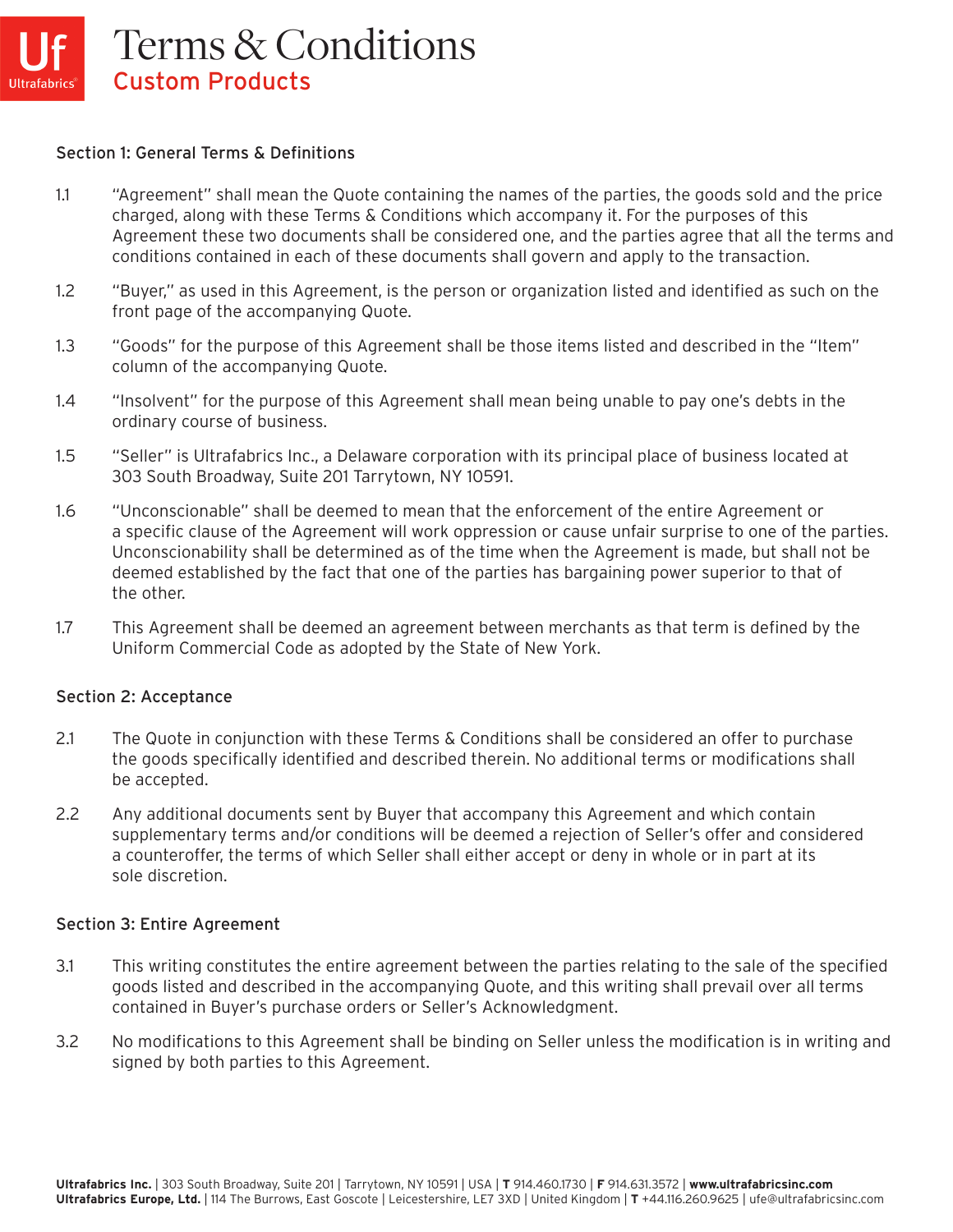# Terms & Conditions

## Custom Products

### Section 1: General Terms & Definitions

1.1 "Agreement" shall mean the Quote containing the names of the parties, the goods sold and the price charged, along with these Terms & Conditions which accompany it. For the purposes of this Agreement these two documents shall be considered one, and the parties agree that all the terms and conditions contained in each of these documents shall govern and apply to the transaction.

1.2 "Buyer," as used in this Agreement, is the person or organization listed and identified as such on the front page of the accompanying Quote.

1.3 "Goods" for the purpose of this Agreement shall be those items listed and described in the "Item" column of the accompanying Quote.

1.4 "Insolvent" for the purpose of this Agreement shall mean being unable to pay one's debts in the ordinary course of business.

1.5 "Seller" is Ultrafabrics Inc., a Delaware corporation with its principal place of business located at 303 South Broadway, Suite 201 Tarrytown, NY 10591.

1.6 "Unconscionable" shall be deemed to mean that the enforcement of the entire Agreement or a specific clause of the Agreement will work oppression or cause unfair surprise to one of the parties. Unconscionability shall be determined as of the time when the Agreement is made, but shall not be deemed established by the fact that one of the parties has bargaining power superior to that of the other.

1.7 This Agreement shall be deemed an agreement between merchants as that term is defined by the Uniform Commercial Code as adopted by the State of New York.

### Section 2: Acceptance

2.1 The Quote in conjunction with these Terms & Conditions shall be considered an offer to purchase the goods specifically identified and described therein. No additional terms or modifications shall be accepted.

2.2 Any additional documents sent by Buyer that accompany this Agreement and which contain supplementary terms and/or conditions will be deemed a rejection of Seller's offer and considered a counteroffer, the terms of which Seller shall either accept or deny in whole or in part at its sole discretion.

### Section 3: Entire Agreement

3.1 This writing constitutes the entire agreement between the parties relating to the sale of the specified goods listed and described in the accompanying Quote, and this writing shall prevail over all terms contained in Buyer's purchase orders or Seller's Acknowledgment.

3.2 No modifications to this Agreement shall be binding on Seller unless the modification is in writing and signed by both parties to this Agreement.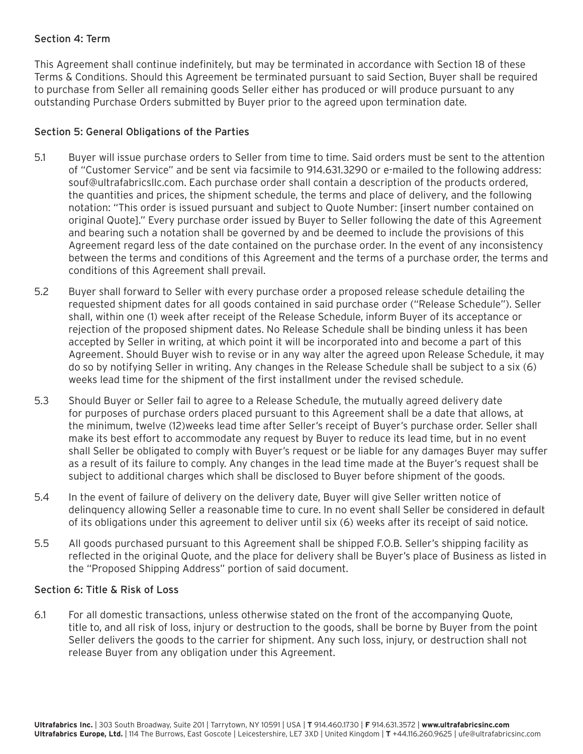### Section 4: Term

This Agreement shall continue indefinitely, but may be terminated in accordance with Section 18 of these Terms & Conditions. Should this Agreement be terminated pursuant to said Section, Buyer shall be required to purchase from Seller all remaining goods Seller either has produced or will produce pursuant to any outstanding Purchase Orders submitted by Buyer prior to the agreed upon termination date.

### Section 5: General Obligations of the Parties

5.1 Buyer will issue purchase orders to Seller from time to time. Said orders must be sent to the attention of "Customer Service" and be sent via facsimile to 914.631.3290 or e-mailed to the following address: souf@ultrafabricsllc.com. Each purchase order shall contain a description of the products ordered, the quantities and prices, the shipment schedule, the terms and place of delivery, and the following notation: "This order is issued pursuant and subject to Quote Number: [insert number contained on original Quote]." Every purchase order issued by Buyer to Seller following the date of this Agreement and bearing such a notation shall be governed by and be deemed to include the provisions of this Agreement regard less of the date contained on the purchase order. In the event of any inconsistency between the terms and conditions of this Agreement and the terms of a purchase order, the terms and conditions of this Agreement shall prevail.

5.2 Buyer shall forward to Seller with every purchase order a proposed release schedule detailing the requested shipment dates for all goods contained in said purchase order ("Release Schedule"). Seller shall, within one (1) week after receipt of the Release Schedule, inform Buyer of its acceptance or rejection of the proposed shipment dates. No Release Schedule shall be binding unless it has been accepted by Seller in writing, at which point it will be incorporated into and become a part of this Agreement. Should Buyer wish to revise or in any way alter the agreed upon Release Schedule, it may do so by notifying Seller in writing. Any changes in the Release Schedule shall be subject to a six (6) weeks lead time for the shipment of the first installment under the revised schedule.

5.3 Should Buyer or Seller fail to agree to a Release Schedu1e, the mutually agreed delivery date for purposes of purchase orders placed pursuant to this Agreement shall be a date that allows, at the minimum, twelve (12)weeks lead time after Seller's receipt of Buyer's purchase order. Seller shall make its best effort to accommodate any request by Buyer to reduce its lead time, but in no event shall Seller be obligated to comply with Buyer's request or be liable for any damages Buyer may suffer as a result of its failure to comply. Any changes in the lead time made at the Buyer's request shall be subject to additional charges which shall be disclosed to Buyer before shipment of the goods.

5.4 In the event of failure of delivery on the delivery date, Buyer will give Seller written notice of delinquency allowing Seller a reasonable time to cure. In no event shall Seller be considered in default of its obligations under this agreement to deliver until six (6) weeks after its receipt of said notice.

5.5 All goods purchased pursuant to this Agreement shall be shipped F.O.B. Seller's shipping facility as reflected in the original Quote, and the place for delivery shall be Buyer's place of Business as listed in the "Proposed Shipping Address" portion of said document.

### Section 6: Title & Risk of Loss

6.1 For all domestic transactions, unless otherwise stated on the front of the accompanying Quote, title to, and all risk of loss, injury or destruction to the goods, shall be borne by Buyer from the point Seller delivers the goods to the carrier for shipment. Any such loss, injury, or destruction shall not release Buyer from any obligation under this Agreement.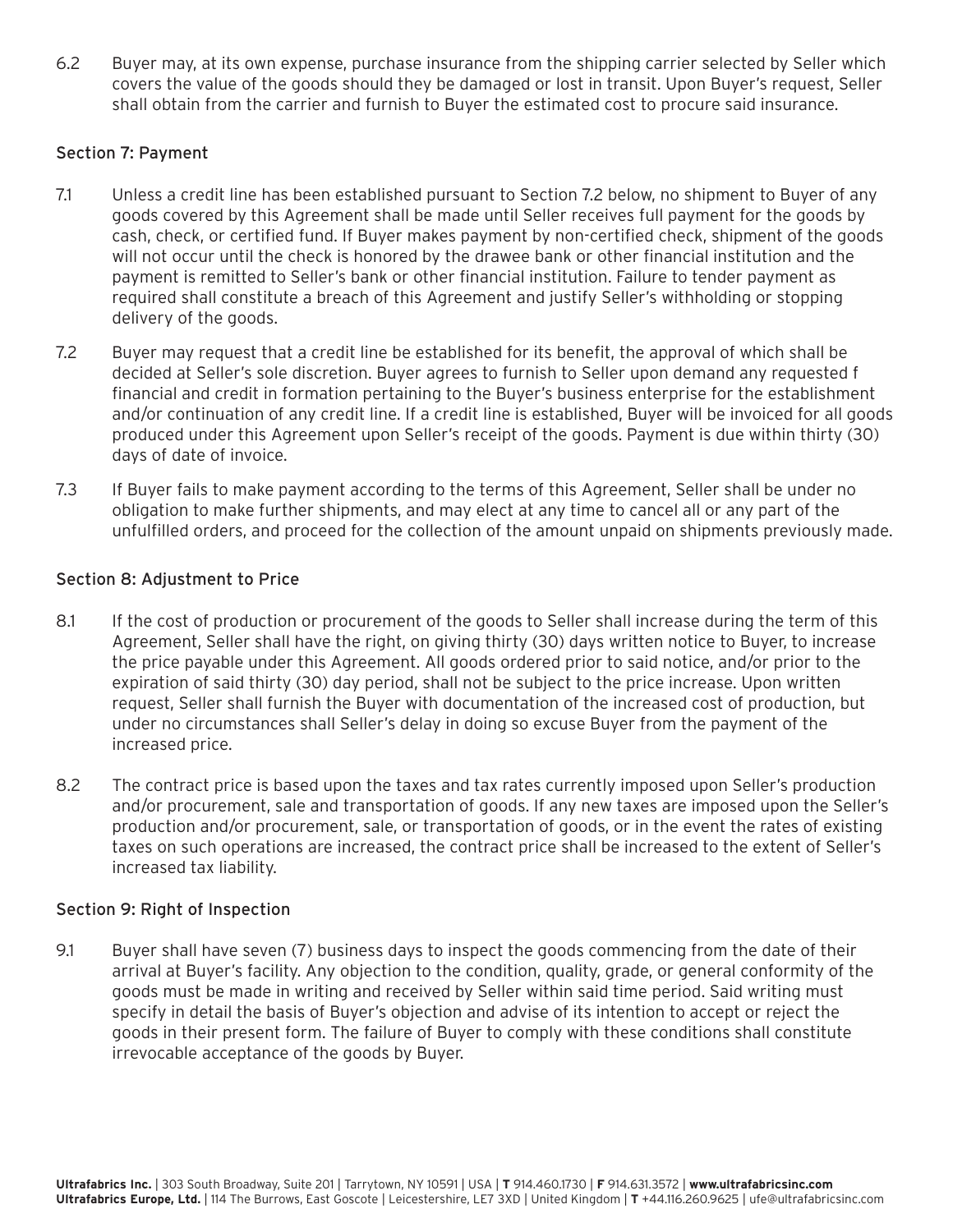6.2 Buyer may, at its own expense, purchase insurance from the shipping carrier selected by Seller which covers the value of the goods should they be damaged or lost in transit. Upon Buyer's request, Seller shall obtain from the carrier and furnish to Buyer the estimated cost to procure said insurance.

## Section 7: Payment

7.1 Unless a credit line has been established pursuant to Section 7.2 below, no shipment to Buyer of any goods covered by this Agreement shall be made until Seller receives full payment for the goods by cash, check, or certified fund. If Buyer makes payment by non-certified check, shipment of the goods will not occur until the check is honored by the drawee bank or other financial institution and the payment is remitted to Seller's bank or other financial institution. Failure to tender payment as required shall constitute a breach of this Agreement and justify Seller's withholding or stopping delivery of the goods.

7.2 Buyer may request that a credit line be established for its benefit, the approval of which shall be decided at Seller's sole discretion. Buyer agrees to furnish to Seller upon demand any requested f financial and credit in formation pertaining to the Buyer's business enterprise for the establishment and/or continuation of any credit line. If a credit line is established, Buyer will be invoiced for all goods produced under this Agreement upon Seller's receipt of the goods. Payment is due within thirty (30) days of date of invoice.

7.3 If Buyer fails to make payment according to the terms of this Agreement, Seller shall be under no obligation to make further shipments, and may elect at any time to cancel all or any part of the unfulfilled orders, and proceed for the collection of the amount unpaid on shipments previously made.

## Section 8: Adjustment to Price

8.1 If the cost of production or procurement of the goods to Seller shall increase during the term of this Agreement, Seller shall have the right, on giving thirty (30) days written notice to Buyer, to increase the price payable under this Agreement. All goods ordered prior to said notice, and/or prior to the expiration of said thirty (30) day period, shall not be subject to the price increase. Upon written request, Seller shall furnish the Buyer with documentation of the increased cost of production, but under no circumstances shall Seller's delay in doing so excuse Buyer from the payment of the increased price.

8.2 The contract price is based upon the taxes and tax rates currently imposed upon Seller's production and/or procurement, sale and transportation of goods. If any new taxes are imposed upon the Seller's production and/or procurement, sale, or transportation of goods, or in the event the rates of existing taxes on such operations are increased, the contract price shall be increased to the extent of Seller's increased tax liability.

## Section 9: Right of Inspection

9.1 Buyer shall have seven (7) business days to inspect the goods commencing from the date of their arrival at Buyer's facility. Any objection to the condition, quality, grade, or general conformity of the goods must be made in writing and received by Seller within said time period. Said writing must specify in detail the basis of Buyer's objection and advise of its intention to accept or reject the goods in their present form. The failure of Buyer to comply with these conditions shall constitute irrevocable acceptance of the goods by Buyer.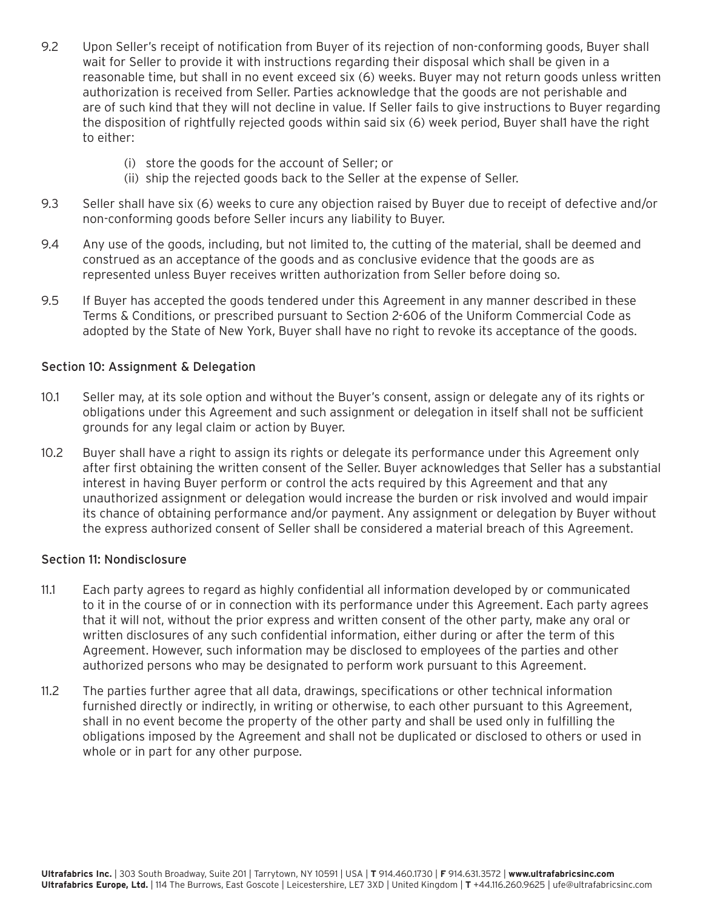9.2 Upon Seller's receipt of notification from Buyer of its rejection of non-conforming goods, Buyer shall wait for Seller to provide it with instructions regarding their disposal which shall be given in a reasonable time, but shall in no event exceed six (6) weeks. Buyer may not return goods unless written authorization is received from Seller. Parties acknowledge that the goods are not perishable and are of such kind that they will not decline in value. If Seller fails to give instructions to Buyer regarding the disposition of rightfully rejected goods within said six (6) week period, Buyer shal1 have the right to either:

(i) store the goods for the account of Seller; or
(ii) ship the rejected goods back to the Seller at the expense of Seller.

9.3 Seller shall have six (6) weeks to cure any objection raised by Buyer due to receipt of defective and/or non-conforming goods before Seller incurs any liability to Buyer.

9.4 Any use of the goods, including, but not limited to, the cutting of the material, shall be deemed and construed as an acceptance of the goods and as conclusive evidence that the goods are as represented unless Buyer receives written authorization from Seller before doing so.

9.5 If Buyer has accepted the goods tendered under this Agreement in any manner described in these Terms & Conditions, or prescribed pursuant to Section 2-606 of the Uniform Commercial Code as adopted by the State of New York, Buyer shall have no right to revoke its acceptance of the goods.

## Section 10: Assignment & Delegation

10.1 Seller may, at its sole option and without the Buyer's consent, assign or delegate any of its rights or obligations under this Agreement and such assignment or delegation in itself shall not be sufficient grounds for any legal claim or action by Buyer.

10.2 Buyer shall have a right to assign its rights or delegate its performance under this Agreement only after first obtaining the written consent of the Seller. Buyer acknowledges that Seller has a substantial interest in having Buyer perform or control the acts required by this Agreement and that any unauthorized assignment or delegation would increase the burden or risk involved and would impair its chance of obtaining performance and/or payment. Any assignment or delegation by Buyer without the express authorized consent of Seller shall be considered a material breach of this Agreement.

## Section 11: Nondisclosure

11.1 Each party agrees to regard as highly confidential all information developed by or communicated to it in the course of or in connection with its performance under this Agreement. Each party agrees that it will not, without the prior express and written consent of the other party, make any oral or written disclosures of any such confidential information, either during or after the term of this Agreement. However, such information may be disclosed to employees of the parties and other authorized persons who may be designated to perform work pursuant to this Agreement.

11.2 The parties further agree that all data, drawings, specifications or other technical information furnished directly or indirectly, in writing or otherwise, to each other pursuant to this Agreement, shall in no event become the property of the other party and shall be used only in fulfilling the obligations imposed by the Agreement and shall not be duplicated or disclosed to others or used in whole or in part for any other purpose.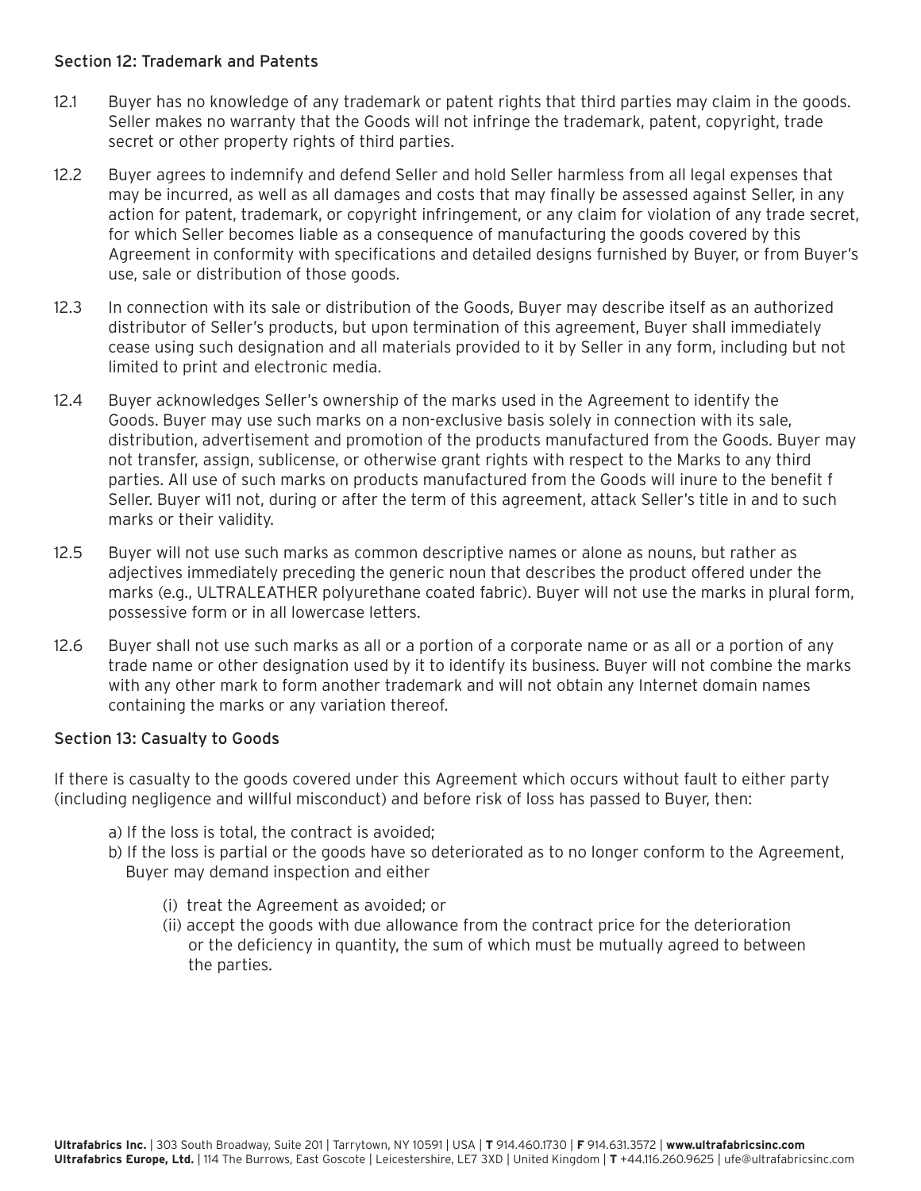### Section 12: Trademark and Patents

12.1 Buyer has no knowledge of any trademark or patent rights that third parties may claim in the goods. Seller makes no warranty that the Goods will not infringe the trademark, patent, copyright, trade secret or other property rights of third parties.

12.2 Buyer agrees to indemnify and defend Seller and hold Seller harmless from all legal expenses that may be incurred, as well as all damages and costs that may finally be assessed against Seller, in any action for patent, trademark, or copyright infringement, or any claim for violation of any trade secret, for which Seller becomes liable as a consequence of manufacturing the goods covered by this Agreement in conformity with specifications and detailed designs furnished by Buyer, or from Buyer's use, sale or distribution of those goods.

12.3 In connection with its sale or distribution of the Goods, Buyer may describe itself as an authorized distributor of Seller's products, but upon termination of this agreement, Buyer shall immediately cease using such designation and all materials provided to it by Seller in any form, including but not limited to print and electronic media.

12.4 Buyer acknowledges Seller's ownership of the marks used in the Agreement to identify the Goods. Buyer may use such marks on a non-exclusive basis solely in connection with its sale, distribution, advertisement and promotion of the products manufactured from the Goods. Buyer may not transfer, assign, sublicense, or otherwise grant rights with respect to the Marks to any third parties. All use of such marks on products manufactured from the Goods will inure to the benefit f Seller. Buyer wi11 not, during or after the term of this agreement, attack Seller's title in and to such marks or their validity.

12.5 Buyer will not use such marks as common descriptive names or alone as nouns, but rather as adjectives immediately preceding the generic noun that describes the product offered under the marks (e.g., ULTRALEATHER polyurethane coated fabric). Buyer will not use the marks in plural form, possessive form or in all lowercase letters.

12.6 Buyer shall not use such marks as all or a portion of a corporate name or as all or a portion of any trade name or other designation used by it to identify its business. Buyer will not combine the marks with any other mark to form another trademark and will not obtain any Internet domain names containing the marks or any variation thereof.

### Section 13: Casualty to Goods

If there is casualty to the goods covered under this Agreement which occurs without fault to either party (including negligence and willful misconduct) and before risk of loss has passed to Buyer, then:

a) If the loss is total, the contract is avoided;

b) If the loss is partial or the goods have so deteriorated as to no longer conform to the Agreement, Buyer may demand inspection and either

   (i) treat the Agreement as avoided; or

   (ii) accept the goods with due allowance from the contract price for the deterioration or the deficiency in quantity, the sum of which must be mutually agreed to between the parties.

**Ultrafabrics Inc.** | 303 South Broadway, Suite 201 | Tarrytown, NY 10591 | USA | **T** 914.460.1730 | **F** 914.631.3572 | **www.ultrafabricsinc.com**
**Ultrafabrics Europe, Ltd.** | 114 The Burrows, East Goscote | Leicestershire, LE7 3XD | United Kingdom | **T** +44.116.260.9625 | ufe@ultrafabricsinc.com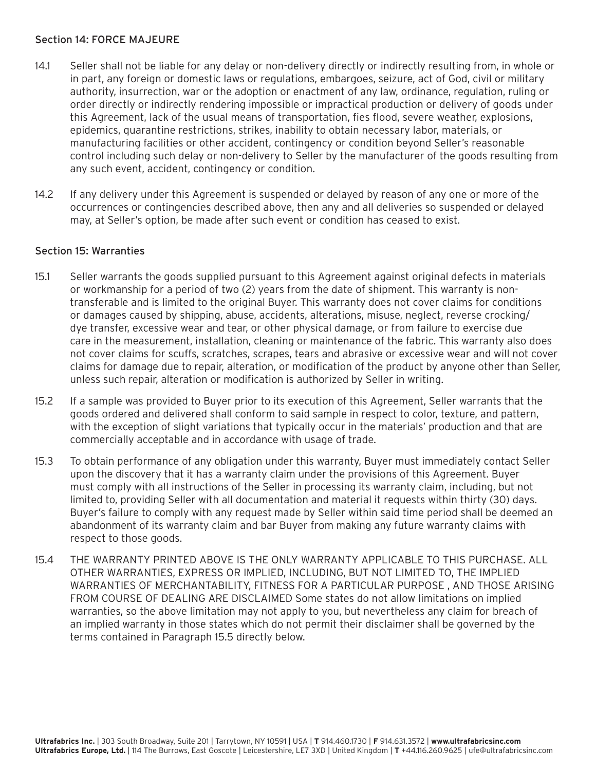## Section 14: FORCE MAJEURE

14.1 Seller shall not be liable for any delay or non-delivery directly or indirectly resulting from, in whole or in part, any foreign or domestic laws or regulations, embargoes, seizure, act of God, civil or military authority, insurrection, war or the adoption or enactment of any law, ordinance, regulation, ruling or order directly or indirectly rendering impossible or impractical production or delivery of goods under this Agreement, lack of the usual means of transportation, fies flood, severe weather, explosions, epidemics, quarantine restrictions, strikes, inability to obtain necessary labor, materials, or manufacturing facilities or other accident, contingency or condition beyond Seller's reasonable control including such delay or non-delivery to Seller by the manufacturer of the goods resulting from any such event, accident, contingency or condition.

14.2 If any delivery under this Agreement is suspended or delayed by reason of any one or more of the occurrences or contingencies described above, then any and all deliveries so suspended or delayed may, at Seller's option, be made after such event or condition has ceased to exist.

## Section 15: Warranties

15.1 Seller warrants the goods supplied pursuant to this Agreement against original defects in materials or workmanship for a period of two (2) years from the date of shipment. This warranty is non-transferable and is limited to the original Buyer. This warranty does not cover claims for conditions or damages caused by shipping, abuse, accidents, alterations, misuse, neglect, reverse crocking/dye transfer, excessive wear and tear, or other physical damage, or from failure to exercise due care in the measurement, installation, cleaning or maintenance of the fabric. This warranty also does not cover claims for scuffs, scratches, scrapes, tears and abrasive or excessive wear and will not cover claims for damage due to repair, alteration, or modification of the product by anyone other than Seller, unless such repair, alteration or modification is authorized by Seller in writing.

15.2 If a sample was provided to Buyer prior to its execution of this Agreement, Seller warrants that the goods ordered and delivered shall conform to said sample in respect to color, texture, and pattern, with the exception of slight variations that typically occur in the materials' production and that are commercially acceptable and in accordance with usage of trade.

15.3 To obtain performance of any obligation under this warranty, Buyer must immediately contact Seller upon the discovery that it has a warranty claim under the provisions of this Agreement. Buyer must comply with all instructions of the Seller in processing its warranty claim, including, but not limited to, providing Seller with all documentation and material it requests within thirty (30) days. Buyer's failure to comply with any request made by Seller within said time period shall be deemed an abandonment of its warranty claim and bar Buyer from making any future warranty claims with respect to those goods.

15.4 THE WARRANTY PRINTED ABOVE IS THE ONLY WARRANTY APPLICABLE TO THIS PURCHASE. ALL OTHER WARRANTIES, EXPRESS OR IMPLIED, INCLUDING, BUT NOT LIMITED TO, THE IMPLIED WARRANTIES OF MERCHANTABILITY, FITNESS FOR A PARTICULAR PURPOSE , AND THOSE ARISING FROM COURSE OF DEALING ARE DISCLAIMED Some states do not allow limitations on implied warranties, so the above limitation may not apply to you, but nevertheless any claim for breach of an implied warranty in those states which do not permit their disclaimer shall be governed by the terms contained in Paragraph 15.5 directly below.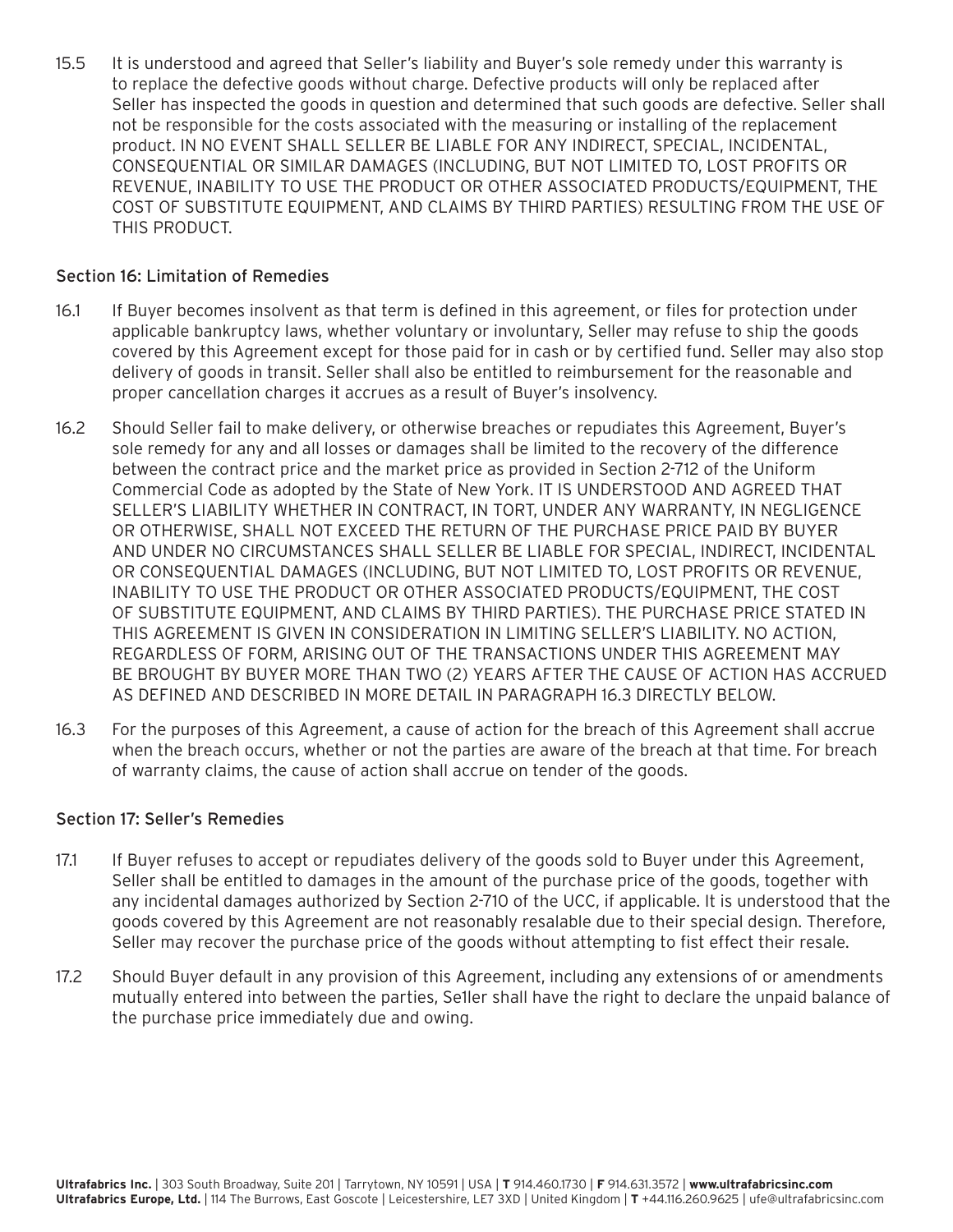15.5 It is understood and agreed that Seller's liability and Buyer's sole remedy under this warranty is to replace the defective goods without charge. Defective products will only be replaced after Seller has inspected the goods in question and determined that such goods are defective. Seller shall not be responsible for the costs associated with the measuring or installing of the replacement product. IN NO EVENT SHALL SELLER BE LIABLE FOR ANY INDIRECT, SPECIAL, INCIDENTAL, CONSEQUENTIAL OR SIMILAR DAMAGES (INCLUDING, BUT NOT LIMITED TO, LOST PROFITS OR REVENUE, INABILITY TO USE THE PRODUCT OR OTHER ASSOCIATED PRODUCTS/EQUIPMENT, THE COST OF SUBSTITUTE EQUIPMENT, AND CLAIMS BY THIRD PARTIES) RESULTING FROM THE USE OF THIS PRODUCT.

## Section 16: Limitation of Remedies

16.1 If Buyer becomes insolvent as that term is defined in this agreement, or files for protection under applicable bankruptcy laws, whether voluntary or involuntary, Seller may refuse to ship the goods covered by this Agreement except for those paid for in cash or by certified fund. Seller may also stop delivery of goods in transit. Seller shall also be entitled to reimbursement for the reasonable and proper cancellation charges it accrues as a result of Buyer's insolvency.

16.2 Should Seller fail to make delivery, or otherwise breaches or repudiates this Agreement, Buyer's sole remedy for any and all losses or damages shall be limited to the recovery of the difference between the contract price and the market price as provided in Section 2-712 of the Uniform Commercial Code as adopted by the State of New York. IT IS UNDERSTOOD AND AGREED THAT SELLER'S LIABILITY WHETHER IN CONTRACT, IN TORT, UNDER ANY WARRANTY, IN NEGLIGENCE OR OTHERWISE, SHALL NOT EXCEED THE RETURN OF THE PURCHASE PRICE PAID BY BUYER AND UNDER NO CIRCUMSTANCES SHALL SELLER BE LIABLE FOR SPECIAL, INDIRECT, INCIDENTAL OR CONSEQUENTIAL DAMAGES (INCLUDING, BUT NOT LIMITED TO, LOST PROFITS OR REVENUE, INABILITY TO USE THE PRODUCT OR OTHER ASSOCIATED PRODUCTS/EQUIPMENT, THE COST OF SUBSTITUTE EQUIPMENT, AND CLAIMS BY THIRD PARTIES). THE PURCHASE PRICE STATED IN THIS AGREEMENT IS GIVEN IN CONSIDERATION IN LIMITING SELLER'S LIABILITY. NO ACTION, REGARDLESS OF FORM, ARISING OUT OF THE TRANSACTIONS UNDER THIS AGREEMENT MAY BE BROUGHT BY BUYER MORE THAN TWO (2) YEARS AFTER THE CAUSE OF ACTION HAS ACCRUED AS DEFINED AND DESCRIBED IN MORE DETAIL IN PARAGRAPH 16.3 DIRECTLY BELOW.

16.3 For the purposes of this Agreement, a cause of action for the breach of this Agreement shall accrue when the breach occurs, whether or not the parties are aware of the breach at that time. For breach of warranty claims, the cause of action shall accrue on tender of the goods.

## Section 17: Seller's Remedies

17.1 If Buyer refuses to accept or repudiates delivery of the goods sold to Buyer under this Agreement, Seller shall be entitled to damages in the amount of the purchase price of the goods, together with any incidental damages authorized by Section 2-710 of the UCC, if applicable. It is understood that the goods covered by this Agreement are not reasonably resalable due to their special design. Therefore, Seller may recover the purchase price of the goods without attempting to fist effect their resale.

17.2 Should Buyer default in any provision of this Agreement, including any extensions of or amendments mutually entered into between the parties, Se1ler shall have the right to declare the unpaid balance of the purchase price immediately due and owing.

**Ultrafabrics Inc.** | 303 South Broadway, Suite 201 | Tarrytown, NY 10591 | USA | **T** 914.460.1730 | **F** 914.631.3572 | **www.ultrafabricsinc.com**
**Ultrafabrics Europe, Ltd.** | 114 The Burrows, East Goscote | Leicestershire, LE7 3XD | United Kingdom | **T** +44.116.260.9625 | ufe@ultrafabricsinc.com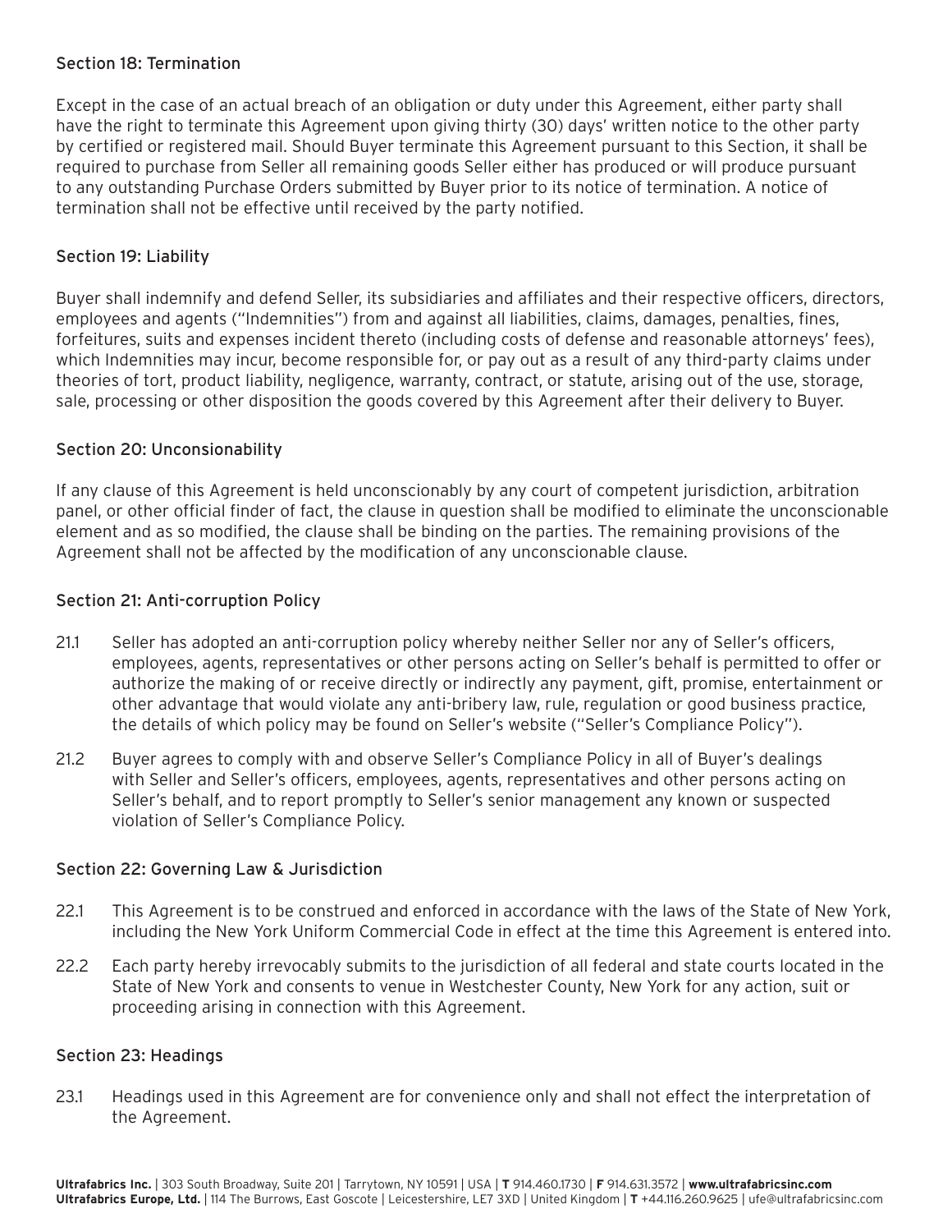### Section 18: Termination

Except in the case of an actual breach of an obligation or duty under this Agreement, either party shall have the right to terminate this Agreement upon giving thirty (30) days' written notice to the other party by certified or registered mail. Should Buyer terminate this Agreement pursuant to this Section, it shall be required to purchase from Seller all remaining goods Seller either has produced or will produce pursuant to any outstanding Purchase Orders submitted by Buyer prior to its notice of termination. A notice of termination shall not be effective until received by the party notified.

### Section 19: Liability

Buyer shall indemnify and defend Seller, its subsidiaries and affiliates and their respective officers, directors, employees and agents ("Indemnities") from and against all liabilities, claims, damages, penalties, fines, forfeitures, suits and expenses incident thereto (including costs of defense and reasonable attorneys' fees), which Indemnities may incur, become responsible for, or pay out as a result of any third-party claims under theories of tort, product liability, negligence, warranty, contract, or statute, arising out of the use, storage, sale, processing or other disposition the goods covered by this Agreement after their delivery to Buyer.

### Section 20: Unconsionability

If any clause of this Agreement is held unconscionably by any court of competent jurisdiction, arbitration panel, or other official finder of fact, the clause in question shall be modified to eliminate the unconscionable element and as so modified, the clause shall be binding on the parties. The remaining provisions of the Agreement shall not be affected by the modification of any unconscionable clause.

### Section 21: Anti-corruption Policy

21.1 Seller has adopted an anti-corruption policy whereby neither Seller nor any of Seller's officers, employees, agents, representatives or other persons acting on Seller's behalf is permitted to offer or authorize the making of or receive directly or indirectly any payment, gift, promise, entertainment or other advantage that would violate any anti-bribery law, rule, regulation or good business practice, the details of which policy may be found on Seller's website ("Seller's Compliance Policy").

21.2 Buyer agrees to comply with and observe Seller's Compliance Policy in all of Buyer's dealings with Seller and Seller's officers, employees, agents, representatives and other persons acting on Seller's behalf, and to report promptly to Seller's senior management any known or suspected violation of Seller's Compliance Policy.

### Section 22: Governing Law & Jurisdiction

22.1 This Agreement is to be construed and enforced in accordance with the laws of the State of New York, including the New York Uniform Commercial Code in effect at the time this Agreement is entered into.

22.2 Each party hereby irrevocably submits to the jurisdiction of all federal and state courts located in the State of New York and consents to venue in Westchester County, New York for any action, suit or proceeding arising in connection with this Agreement.

### Section 23: Headings

23.1 Headings used in this Agreement are for convenience only and shall not effect the interpretation of the Agreement.